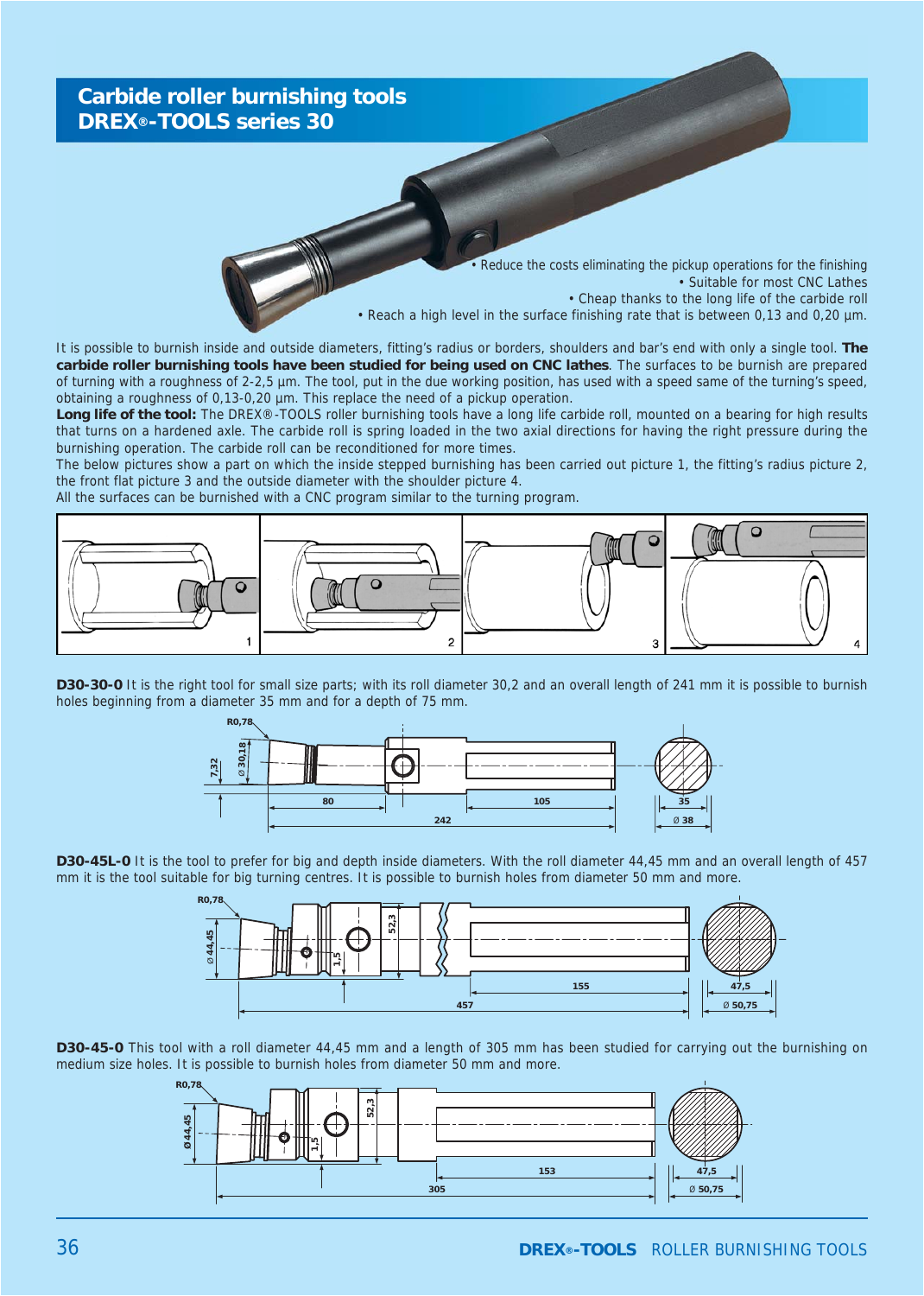# Carbide roller burnishing tools
# DREX®-TOOLS series 30

- Reduce the costs eliminating the pickup operations for the finishing
- Suitable for most CNC Lathes
- Cheap thanks to the long life of the carbide roll
- Reach a high level in the surface finishing rate that is between 0,13 and 0,20 µm.

It is possible to burnish inside and outside diameters, fitting's radius or borders, shoulders and bar's end with only a single tool. **The carbide roller burnishing tools have been studied for being used on CNC lathes**. The surfaces to be burnish are prepared of turning with a roughness of 2-2,5 µm. The tool, put in the due working position, has used with a speed same of the turning's speed, obtaining a roughness of 0,13-0,20 µm. This replace the need of a pickup operation.

**Long life of the tool:** The DREX®-TOOLS roller burnishing tools have a long life carbide roll, mounted on a bearing for high results that turns on a hardened axle. The carbide roll is spring loaded in the two axial directions for having the right pressure during the burnishing operation. The carbide roll can be reconditioned for more times.

The below pictures show a part on which the inside stepped burnishing has been carried out picture 1, the fitting's radius picture 2, the front flat picture 3 and the outside diameter with the shoulder picture 4.

All the surfaces can be burnished with a CNC program similar to the turning program.

1 2 3 4

**D30-30-0** It is the right tool for small size parts; with its roll diameter 30,2 and an overall length of 241 mm it is possible to burnish holes beginning from a diameter 35 mm and for a depth of 75 mm.

R0,78 · 7,32 · Ø 30,18 · 80 · 105 · 242 · 35 · Ø 38

**D30-45L-0** It is the tool to prefer for big and depth inside diameters. With the roll diameter 44,45 mm and an overall length of 457 mm it is the tool suitable for big turning centres. It is possible to burnish holes from diameter 50 mm and more.

R0,78 · Ø 44,45 · 1,5 · 52,3 · 155 · 457 · 47,5 · Ø 50,75

**D30-45-0** This tool with a roll diameter 44,45 mm and a length of 305 mm has been studied for carrying out the burnishing on medium size holes. It is possible to burnish holes from diameter 50 mm and more.

R0,78 · Ø 44,45 · 1,5 · 52,3 · 153 · 305 · 47,5 · Ø 50,75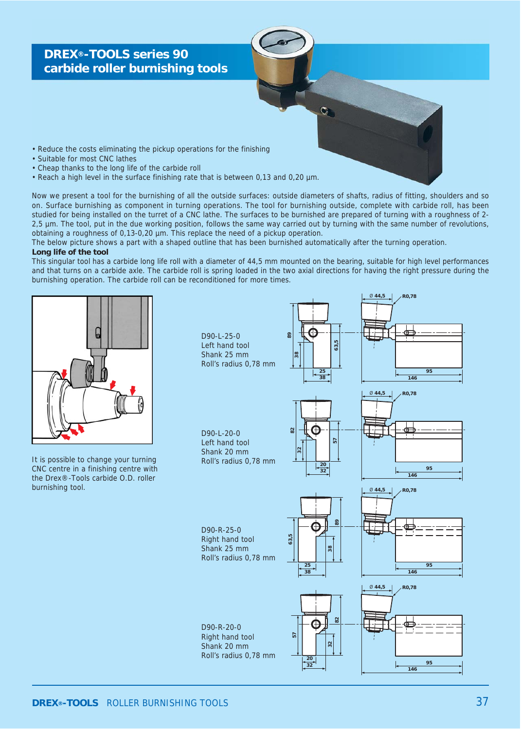# DREX®-TOOLS series 90 carbide roller burnishing tools

- Reduce the costs eliminating the pickup operations for the finishing
- Suitable for most CNC lathes
- Cheap thanks to the long life of the carbide roll
- Reach a high level in the surface finishing rate that is between 0,13 and 0,20 µm.

Now we present a tool for the burnishing of all the outside surfaces: outside diameters of shafts, radius of fitting, shoulders and so on. Surface burnishing as component in turning operations. The tool for burnishing outside, complete with carbide roll, has been studied for being installed on the turret of a CNC lathe. The surfaces to be burnished are prepared of turning with a roughness of 2-2,5 µm. The tool, put in the due working position, follows the same way carried out by turning with the same number of revolutions, obtaining a roughness of 0,13-0,20 µm. This replace the need of a pickup operation.

The below picture shows a part with a shaped outline that has been burnished automatically after the turning operation.

**Long life of the tool**

This singular tool has a carbide long life roll with a diameter of 44,5 mm mounted on the bearing, suitable for high level performances and that turns on a carbide axle. The carbide roll is spring loaded in the two axial directions for having the right pressure during the burnishing operation. The carbide roll can be reconditioned for more times.

It is possible to change your turning CNC centre in a finishing centre with the Drex®-Tools carbide O.D. roller burnishing tool.

D90-L-25-0
Left hand tool
Shank 25 mm
Roll's radius 0,78 mm

Ø 44,5 R0,78 89 38 63,5 25 38 95 146

D90-L-20-0
Left hand tool
Shank 20 mm
Roll's radius 0,78 mm

Ø 44,5 R0,78 82 32 57 20 32 95 146

D90-R-25-0
Right hand tool
Shank 25 mm
Roll's radius 0,78 mm

Ø 44,5 R0,78 63,5 89 38 25 38 95 146

D90-R-20-0
Right hand tool
Shank 20 mm
Roll's radius 0,78 mm

Ø 44,5 R0,78 57 82 32 20 32 95 146

**DREX®-TOOLS** ROLLER BURNISHING TOOLS